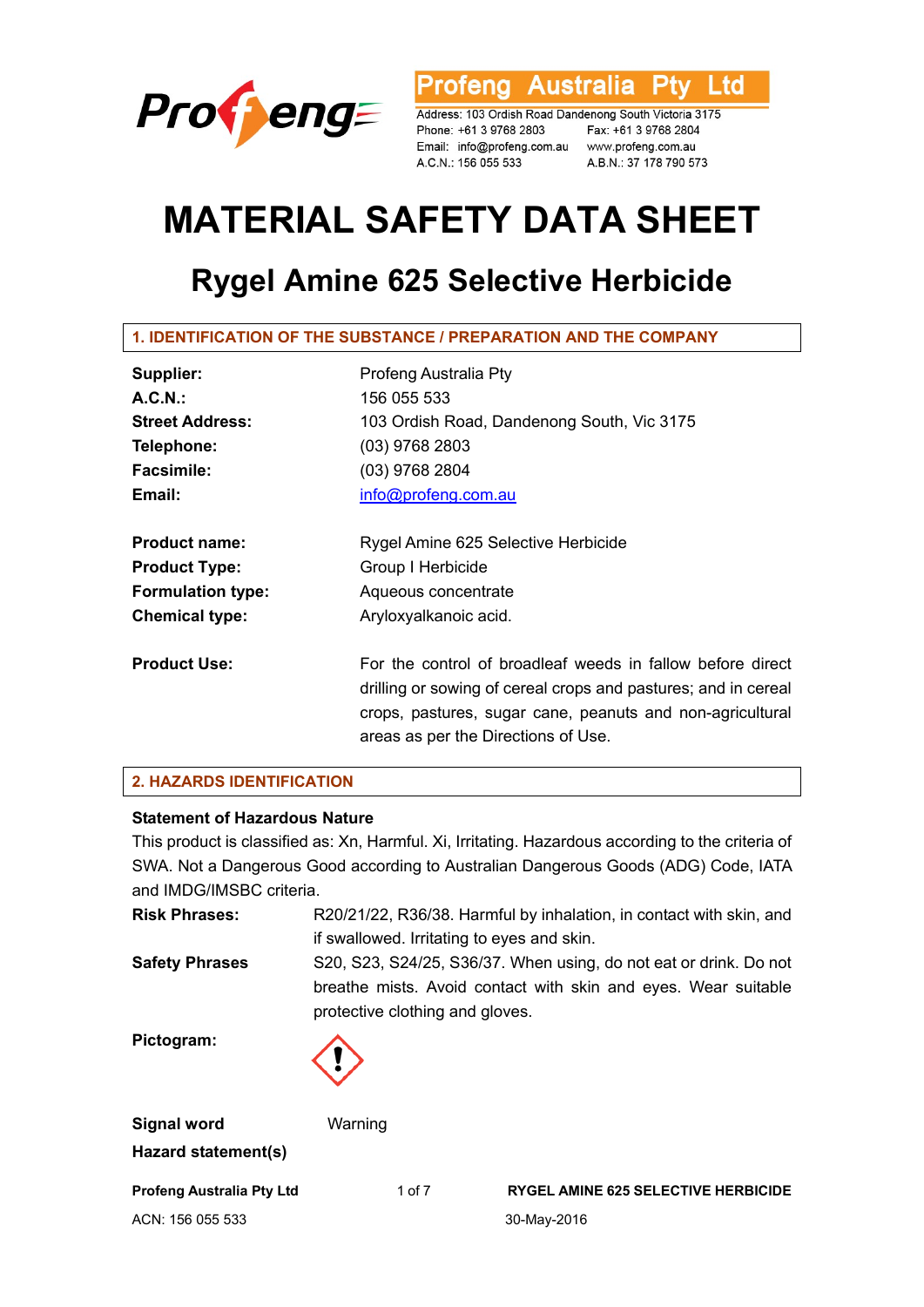Profeng Australia Pty Ltd

Address: 103 Ordish Road Dandenong South Victoria 3175
Phone: +61 3 9768 2803 Fax: +61 3 9768 2804
Email: info@profeng.com.au www.profeng.com.au
A.C.N.: 156 055 533 A.B.N.: 37 178 790 573

# MATERIAL SAFETY DATA SHEET

## Rygel Amine 625 Selective Herbicide

### 1. IDENTIFICATION OF THE SUBSTANCE / PREPARATION AND THE COMPANY

| | |
|---|---|
| **Supplier:** | Profeng Australia Pty |
| **A.C.N.:** | 156 055 533 |
| **Street Address:** | 103 Ordish Road, Dandenong South, Vic 3175 |
| **Telephone:** | (03) 9768 2803 |
| **Facsimile:** | (03) 9768 2804 |
| **Email:** | info@profeng.com.au |
| **Product name:** | Rygel Amine 625 Selective Herbicide |
| **Product Type:** | Group I Herbicide |
| **Formulation type:** | Aqueous concentrate |
| **Chemical type:** | Aryloxyalkanoic acid. |
| **Product Use:** | For the control of broadleaf weeds in fallow before direct drilling or sowing of cereal crops and pastures; and in cereal crops, pastures, sugar cane, peanuts and non-agricultural areas as per the Directions of Use. |

### 2. HAZARDS IDENTIFICATION

**Statement of Hazardous Nature**

This product is classified as: Xn, Harmful. Xi, Irritating. Hazardous according to the criteria of SWA. Not a Dangerous Good according to Australian Dangerous Goods (ADG) Code, IATA and IMDG/IMSBC criteria.

| | |
|---|---|
| **Risk Phrases:** | R20/21/22, R36/38. Harmful by inhalation, in contact with skin, and if swallowed. Irritating to eyes and skin. |
| **Safety Phrases** | S20, S23, S24/25, S36/37. When using, do not eat or drink. Do not breathe mists. Avoid contact with skin and eyes. Wear suitable protective clothing and gloves. |

**Pictogram:**

**Signal word** Warning

**Hazard statement(s)**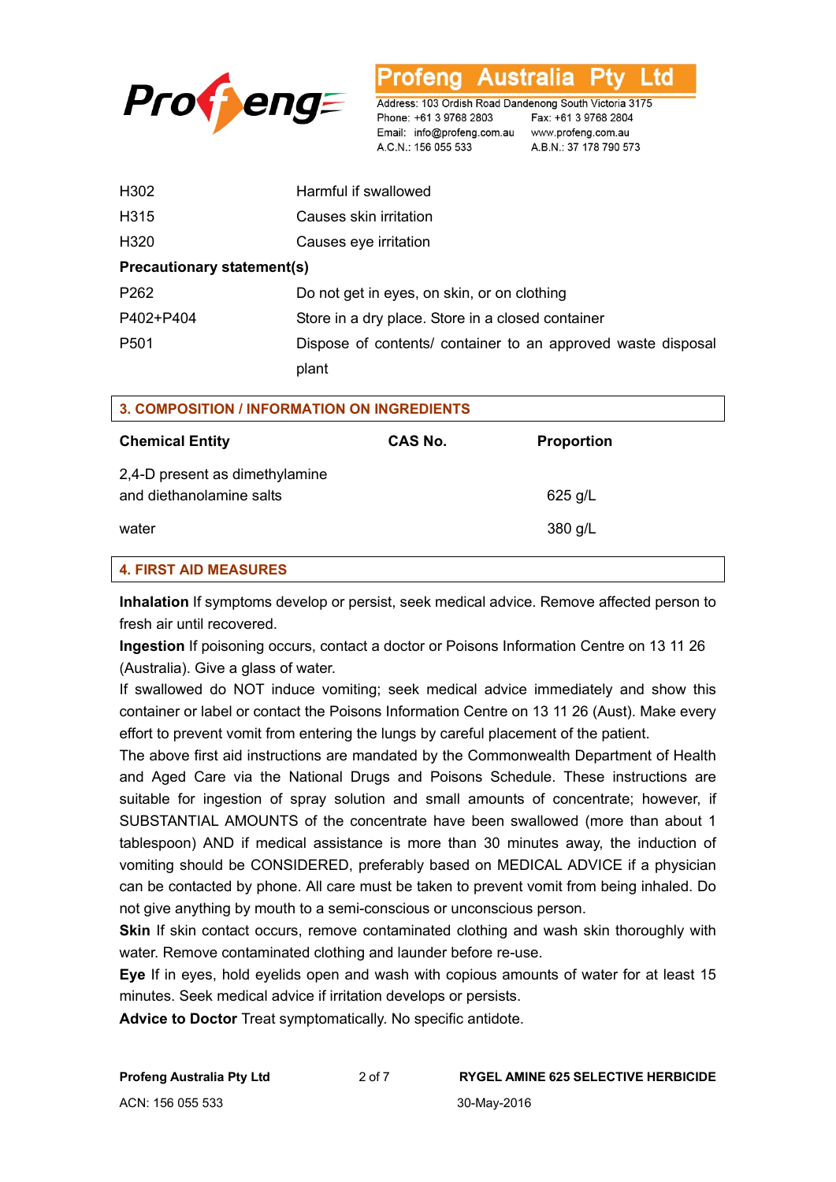| | |
|---|---|
| H302 | Harmful if swallowed |
| H315 | Causes skin irritation |
| H320 | Causes eye irritation |

**Precautionary statement(s)**

| | |
|---|---|
| P262 | Do not get in eyes, on skin, or on clothing |
| P402+P404 | Store in a dry place. Store in a closed container |
| P501 | Dispose of contents/ container to an approved waste disposal plant |

## 3. COMPOSITION / INFORMATION ON INGREDIENTS

| Chemical Entity | CAS No. | Proportion |
|---|---|---|
| 2,4-D present as dimethylamine and diethanolamine salts | | 625 g/L |
| water | | 380 g/L |

## 4. FIRST AID MEASURES

**Inhalation** If symptoms develop or persist, seek medical advice. Remove affected person to fresh air until recovered.

**Ingestion** If poisoning occurs, contact a doctor or Poisons Information Centre on 13 11 26 (Australia). Give a glass of water.

If swallowed do NOT induce vomiting; seek medical advice immediately and show this container or label or contact the Poisons Information Centre on 13 11 26 (Aust). Make every effort to prevent vomit from entering the lungs by careful placement of the patient.

The above first aid instructions are mandated by the Commonwealth Department of Health and Aged Care via the National Drugs and Poisons Schedule. These instructions are suitable for ingestion of spray solution and small amounts of concentrate; however, if SUBSTANTIAL AMOUNTS of the concentrate have been swallowed (more than about 1 tablespoon) AND if medical assistance is more than 30 minutes away, the induction of vomiting should be CONSIDERED, preferably based on MEDICAL ADVICE if a physician can be contacted by phone. All care must be taken to prevent vomit from being inhaled. Do not give anything by mouth to a semi-conscious or unconscious person.

**Skin** If skin contact occurs, remove contaminated clothing and wash skin thoroughly with water. Remove contaminated clothing and launder before re-use.

**Eye** If in eyes, hold eyelids open and wash with copious amounts of water for at least 15 minutes. Seek medical advice if irritation develops or persists.

**Advice to Doctor** Treat symptomatically. No specific antidote.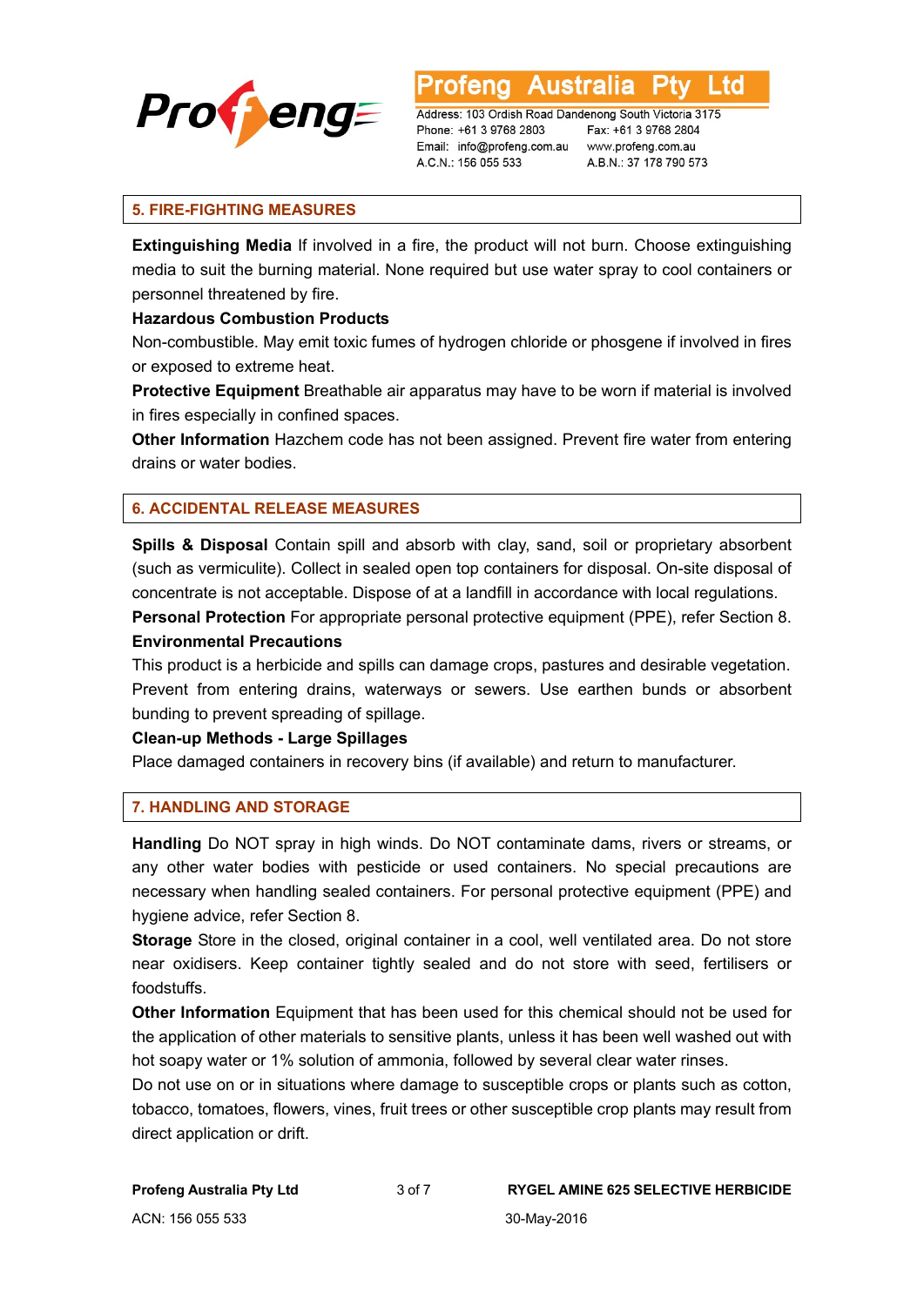## 5. FIRE-FIGHTING MEASURES

**Extinguishing Media** If involved in a fire, the product will not burn. Choose extinguishing media to suit the burning material. None required but use water spray to cool containers or personnel threatened by fire.

**Hazardous Combustion Products**

Non-combustible. May emit toxic fumes of hydrogen chloride or phosgene if involved in fires or exposed to extreme heat.

**Protective Equipment** Breathable air apparatus may have to be worn if material is involved in fires especially in confined spaces.

**Other Information** Hazchem code has not been assigned. Prevent fire water from entering drains or water bodies.

## 6. ACCIDENTAL RELEASE MEASURES

**Spills & Disposal** Contain spill and absorb with clay, sand, soil or proprietary absorbent (such as vermiculite). Collect in sealed open top containers for disposal. On-site disposal of concentrate is not acceptable. Dispose of at a landfill in accordance with local regulations.

**Personal Protection** For appropriate personal protective equipment (PPE), refer Section 8.

**Environmental Precautions**

This product is a herbicide and spills can damage crops, pastures and desirable vegetation. Prevent from entering drains, waterways or sewers. Use earthen bunds or absorbent bunding to prevent spreading of spillage.

**Clean-up Methods - Large Spillages**

Place damaged containers in recovery bins (if available) and return to manufacturer.

## 7. HANDLING AND STORAGE

**Handling** Do NOT spray in high winds. Do NOT contaminate dams, rivers or streams, or any other water bodies with pesticide or used containers. No special precautions are necessary when handling sealed containers. For personal protective equipment (PPE) and hygiene advice, refer Section 8.

**Storage** Store in the closed, original container in a cool, well ventilated area. Do not store near oxidisers. Keep container tightly sealed and do not store with seed, fertilisers or foodstuffs.

**Other Information** Equipment that has been used for this chemical should not be used for the application of other materials to sensitive plants, unless it has been well washed out with hot soapy water or 1% solution of ammonia, followed by several clear water rinses.

Do not use on or in situations where damage to susceptible crops or plants such as cotton, tobacco, tomatoes, flowers, vines, fruit trees or other susceptible crop plants may result from direct application or drift.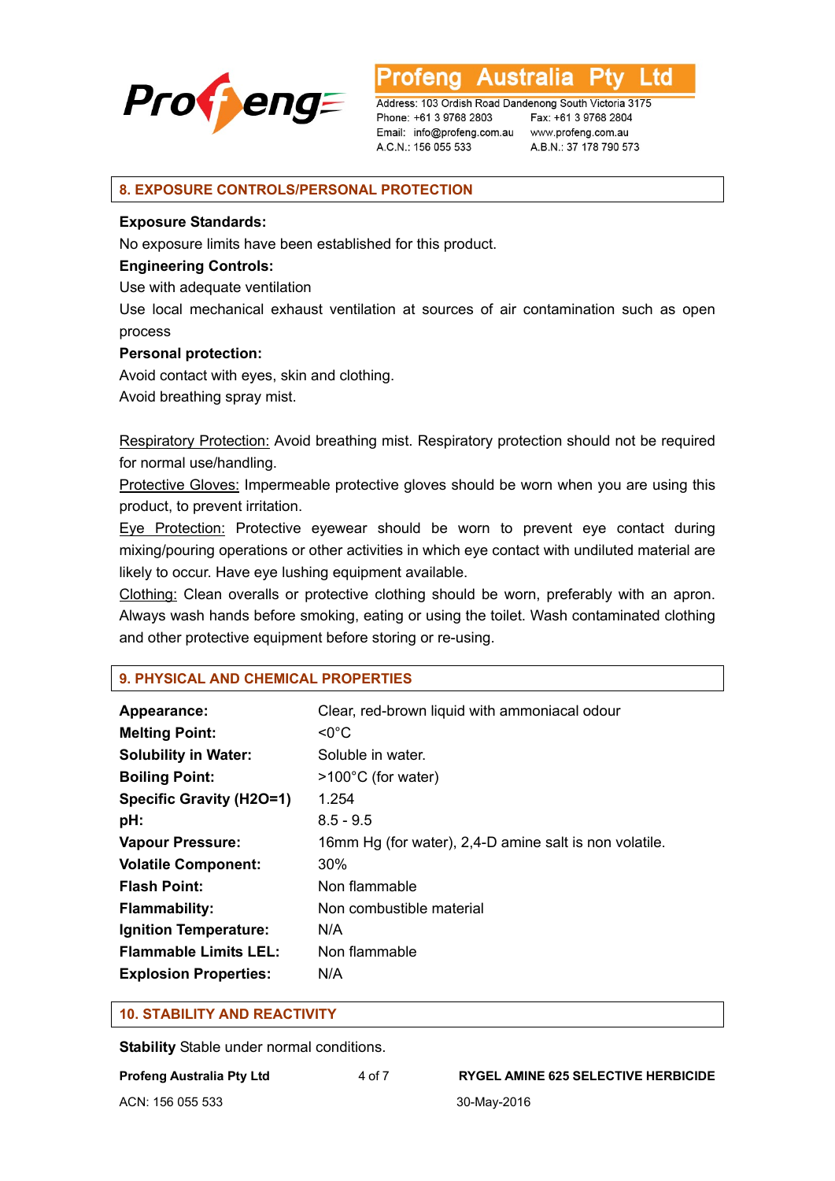## 8. EXPOSURE CONTROLS/PERSONAL PROTECTION

**Exposure Standards:**

No exposure limits have been established for this product.

**Engineering Controls:**

Use with adequate ventilation

Use local mechanical exhaust ventilation at sources of air contamination such as open process

**Personal protection:**

Avoid contact with eyes, skin and clothing.

Avoid breathing spray mist.

Respiratory Protection: Avoid breathing mist. Respiratory protection should not be required for normal use/handling.

Protective Gloves: Impermeable protective gloves should be worn when you are using this product, to prevent irritation.

Eye Protection: Protective eyewear should be worn to prevent eye contact during mixing/pouring operations or other activities in which eye contact with undiluted material are likely to occur. Have eye lushing equipment available.

Clothing: Clean overalls or protective clothing should be worn, preferably with an apron. Always wash hands before smoking, eating or using the toilet. Wash contaminated clothing and other protective equipment before storing or re-using.

## 9. PHYSICAL AND CHEMICAL PROPERTIES

| | |
|---|---|
| **Appearance:** | Clear, red-brown liquid with ammoniacal odour |
| **Melting Point:** | <0°C |
| **Solubility in Water:** | Soluble in water. |
| **Boiling Point:** | >100°C (for water) |
| **Specific Gravity (H2O=1)** | 1.254 |
| **pH:** | 8.5 - 9.5 |
| **Vapour Pressure:** | 16mm Hg (for water), 2,4-D amine salt is non volatile. |
| **Volatile Component:** | 30% |
| **Flash Point:** | Non flammable |
| **Flammability:** | Non combustible material |
| **Ignition Temperature:** | N/A |
| **Flammable Limits LEL:** | Non flammable |
| **Explosion Properties:** | N/A |

## 10. STABILITY AND REACTIVITY

**Stability** Stable under normal conditions.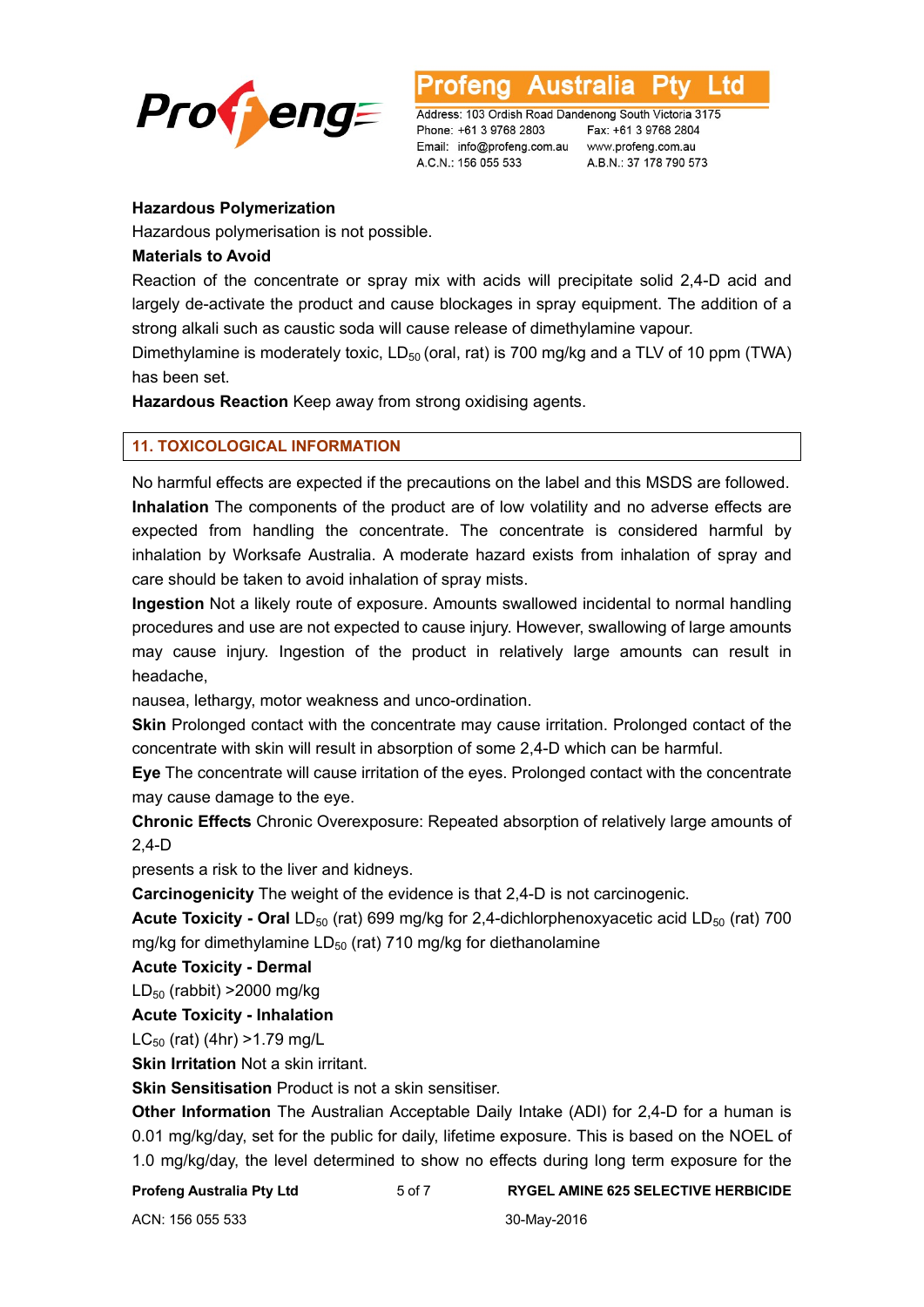**Hazardous Polymerization**

Hazardous polymerisation is not possible.

**Materials to Avoid**

Reaction of the concentrate or spray mix with acids will precipitate solid 2,4-D acid and largely de-activate the product and cause blockages in spray equipment. The addition of a strong alkali such as caustic soda will cause release of dimethylamine vapour.

Dimethylamine is moderately toxic, $LD_{50}$ (oral, rat) is 700 mg/kg and a TLV of 10 ppm (TWA) has been set.

**Hazardous Reaction** Keep away from strong oxidising agents.

## 11. TOXICOLOGICAL INFORMATION

No harmful effects are expected if the precautions on the label and this MSDS are followed.

**Inhalation** The components of the product are of low volatility and no adverse effects are expected from handling the concentrate. The concentrate is considered harmful by inhalation by Worksafe Australia. A moderate hazard exists from inhalation of spray and care should be taken to avoid inhalation of spray mists.

**Ingestion** Not a likely route of exposure. Amounts swallowed incidental to normal handling procedures and use are not expected to cause injury. However, swallowing of large amounts may cause injury. Ingestion of the product in relatively large amounts can result in headache,

nausea, lethargy, motor weakness and unco-ordination.

**Skin** Prolonged contact with the concentrate may cause irritation. Prolonged contact of the concentrate with skin will result in absorption of some 2,4-D which can be harmful.

**Eye** The concentrate will cause irritation of the eyes. Prolonged contact with the concentrate may cause damage to the eye.

**Chronic Effects** Chronic Overexposure: Repeated absorption of relatively large amounts of 2,4-D

presents a risk to the liver and kidneys.

**Carcinogenicity** The weight of the evidence is that 2,4-D is not carcinogenic.

**Acute Toxicity - Oral** $LD_{50}$ (rat) 699 mg/kg for 2,4-dichlorphenoxyacetic acid $LD_{50}$ (rat) 700 mg/kg for dimethylamine $LD_{50}$ (rat) 710 mg/kg for diethanolamine

**Acute Toxicity - Dermal**

$LD_{50}$ (rabbit) >2000 mg/kg

**Acute Toxicity - Inhalation**

$LC_{50}$ (rat) (4hr) >1.79 mg/L

**Skin Irritation** Not a skin irritant.

**Skin Sensitisation** Product is not a skin sensitiser.

**Other Information** The Australian Acceptable Daily Intake (ADI) for 2,4-D for a human is 0.01 mg/kg/day, set for the public for daily, lifetime exposure. This is based on the NOEL of 1.0 mg/kg/day, the level determined to show no effects during long term exposure for the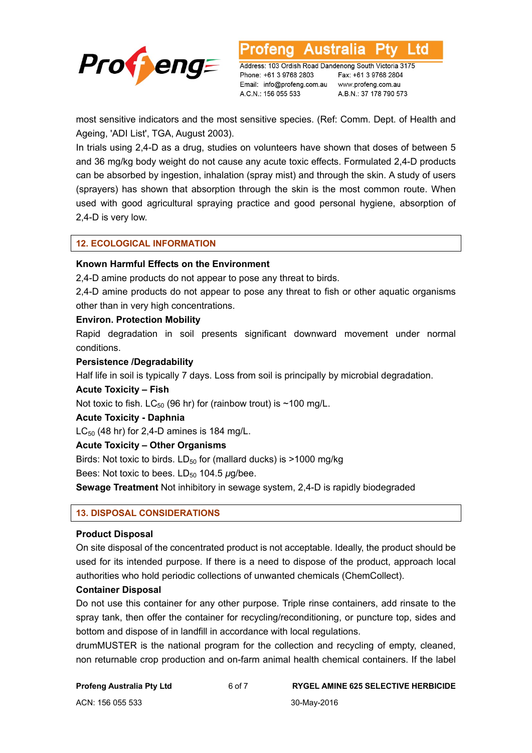most sensitive indicators and the most sensitive species. (Ref: Comm. Dept. of Health and Ageing, 'ADI List', TGA, August 2003).

In trials using 2,4-D as a drug, studies on volunteers have shown that doses of between 5 and 36 mg/kg body weight do not cause any acute toxic effects. Formulated 2,4-D products can be absorbed by ingestion, inhalation (spray mist) and through the skin. A study of users (sprayers) has shown that absorption through the skin is the most common route. When used with good agricultural spraying practice and good personal hygiene, absorption of 2,4-D is very low.

## 12. ECOLOGICAL INFORMATION

**Known Harmful Effects on the Environment**

2,4-D amine products do not appear to pose any threat to birds.

2,4-D amine products do not appear to pose any threat to fish or other aquatic organisms other than in very high concentrations.

**Environ. Protection Mobility**

Rapid degradation in soil presents significant downward movement under normal conditions.

**Persistence /Degradability**

Half life in soil is typically 7 days. Loss from soil is principally by microbial degradation.

**Acute Toxicity – Fish**

Not toxic to fish. $LC_{50}$ (96 hr) for (rainbow trout) is ~100 mg/L.

**Acute Toxicity - Daphnia**

$LC_{50}$ (48 hr) for 2,4-D amines is 184 mg/L.

**Acute Toxicity – Other Organisms**

Birds: Not toxic to birds. $LD_{50}$ for (mallard ducks) is >1000 mg/kg

Bees: Not toxic to bees. $LD_{50}$ 104.5 $\mu$g/bee.

**Sewage Treatment** Not inhibitory in sewage system, 2,4-D is rapidly biodegraded

## 13. DISPOSAL CONSIDERATIONS

**Product Disposal**

On site disposal of the concentrated product is not acceptable. Ideally, the product should be used for its intended purpose. If there is a need to dispose of the product, approach local authorities who hold periodic collections of unwanted chemicals (ChemCollect).

**Container Disposal**

Do not use this container for any other purpose. Triple rinse containers, add rinsate to the spray tank, then offer the container for recycling/reconditioning, or puncture top, sides and bottom and dispose of in landfill in accordance with local regulations.

drumMUSTER is the national program for the collection and recycling of empty, cleaned, non returnable crop production and on-farm animal health chemical containers. If the label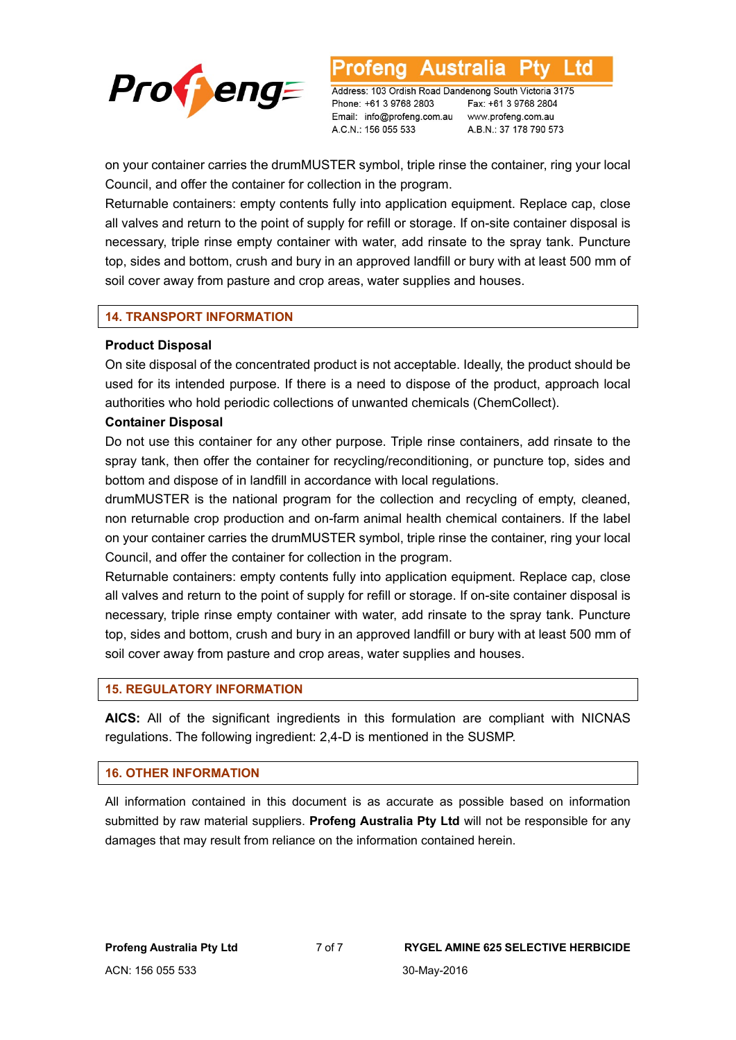on your container carries the drumMUSTER symbol, triple rinse the container, ring your local Council, and offer the container for collection in the program.

Returnable containers: empty contents fully into application equipment. Replace cap, close all valves and return to the point of supply for refill or storage. If on-site container disposal is necessary, triple rinse empty container with water, add rinsate to the spray tank. Puncture top, sides and bottom, crush and bury in an approved landfill or bury with at least 500 mm of soil cover away from pasture and crop areas, water supplies and houses.

## 14. TRANSPORT INFORMATION

**Product Disposal**

On site disposal of the concentrated product is not acceptable. Ideally, the product should be used for its intended purpose. If there is a need to dispose of the product, approach local authorities who hold periodic collections of unwanted chemicals (ChemCollect).

**Container Disposal**

Do not use this container for any other purpose. Triple rinse containers, add rinsate to the spray tank, then offer the container for recycling/reconditioning, or puncture top, sides and bottom and dispose of in landfill in accordance with local regulations.

drumMUSTER is the national program for the collection and recycling of empty, cleaned, non returnable crop production and on-farm animal health chemical containers. If the label on your container carries the drumMUSTER symbol, triple rinse the container, ring your local Council, and offer the container for collection in the program.

Returnable containers: empty contents fully into application equipment. Replace cap, close all valves and return to the point of supply for refill or storage. If on-site container disposal is necessary, triple rinse empty container with water, add rinsate to the spray tank. Puncture top, sides and bottom, crush and bury in an approved landfill or bury with at least 500 mm of soil cover away from pasture and crop areas, water supplies and houses.

## 15. REGULATORY INFORMATION

**AICS:** All of the significant ingredients in this formulation are compliant with NICNAS regulations. The following ingredient: 2,4-D is mentioned in the SUSMP.

## 16. OTHER INFORMATION

All information contained in this document is as accurate as possible based on information submitted by raw material suppliers. **Profeng Australia Pty Ltd** will not be responsible for any damages that may result from reliance on the information contained herein.